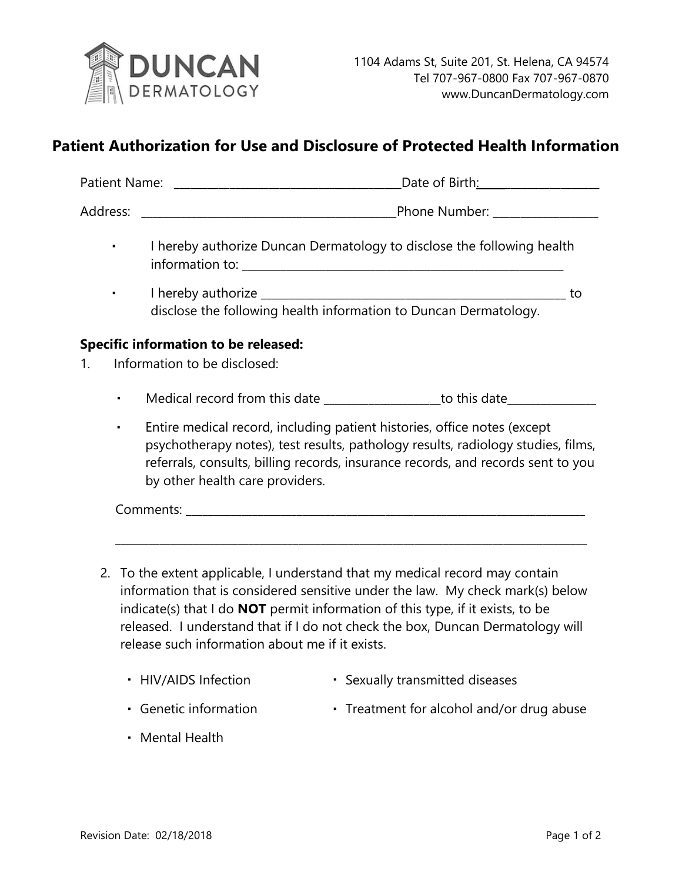DUNCAN DERMATOLOGY

1104 Adams St, Suite 201, St. Helena, CA 94574
Tel 707-967-0800 Fax 707-967-0870
www.DuncanDermatology.com

## Patient Authorization for Use and Disclosure of Protected Health Information

Patient Name: ______________________________________Date of Birth: ____________________

Address: ___________________________________________Phone Number: __________________

- I hereby authorize Duncan Dermatology to disclose the following health information to: _________________________________________________________
- I hereby authorize ______________________________________________________ to disclose the following health information to Duncan Dermatology.

**Specific information to be released:**

1. Information to be disclosed:

   - Medical record from this date ____________________to this date_______________
   - Entire medical record, including patient histories, office notes (except psychotherapy notes), test results, pathology results, radiology studies, films, referrals, consults, billing records, insurance records, and records sent to you by other health care providers.

   Comments: _______________________________________________________________________

   __________________________________________________________________________________

2. To the extent applicable, I understand that my medical record may contain information that is considered sensitive under the law. My check mark(s) below indicate(s) that I do **NOT** permit information of this type, if it exists, to be released. I understand that if I do not check the box, Duncan Dermatology will release such information about me if it exists.

   - HIV/AIDS Infection
   - Sexually transmitted diseases
   - Genetic information
   - Treatment for alcohol and/or drug abuse
   - Mental Health

Revision Date: 02/18/2018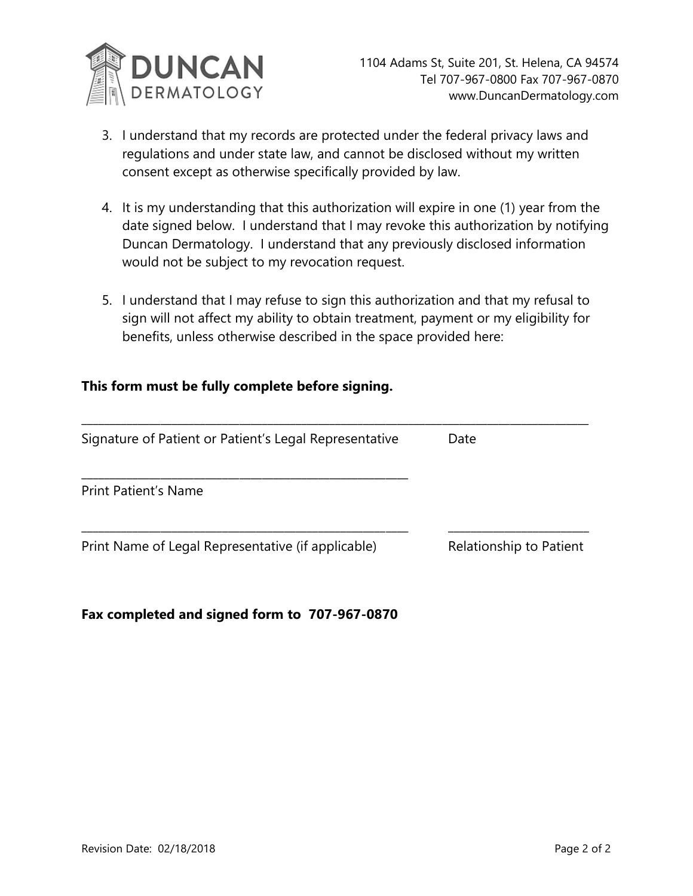1104 Adams St, Suite 201, St. Helena, CA 94574
Tel 707-967-0800 Fax 707-967-0870
www.DuncanDermatology.com

3. I understand that my records are protected under the federal privacy laws and regulations and under state law, and cannot be disclosed without my written consent except as otherwise specifically provided by law.

4. It is my understanding that this authorization will expire in one (1) year from the date signed below. I understand that I may revoke this authorization by notifying Duncan Dermatology. I understand that any previously disclosed information would not be subject to my revocation request.

5. I understand that I may refuse to sign this authorization and that my refusal to sign will not affect my ability to obtain treatment, payment or my eligibility for benefits, unless otherwise described in the space provided here:

**This form must be fully complete before signing.**

_______________________________________________________________________________

Signature of Patient or Patient's Legal Representative    Date

_______________________________________________

Print Patient's Name

_______________________________________________    ____________________

Print Name of Legal Representative (if applicable)    Relationship to Patient

**Fax completed and signed form to 707-967-0870**

Revision Date: 02/18/2018